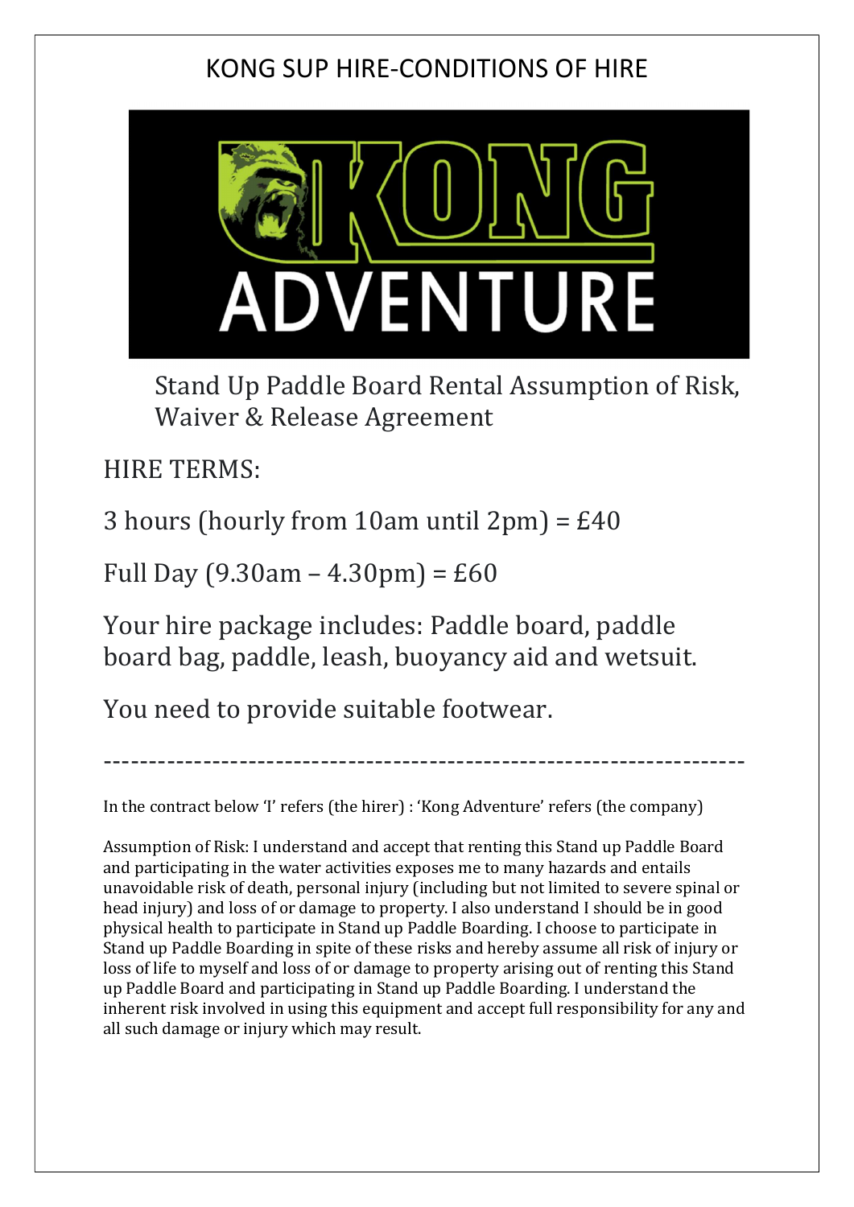# KONG SUP HIRE-CONDITIONS OF HIRE

## Stand Up Paddle Board Rental Assumption of Risk, Waiver & Release Agreement

HIRE TERMS:

3 hours (hourly from 10am until 2pm) = £40

Full Day (9.30am – 4.30pm) = £60

Your hire package includes: Paddle board, paddle board bag, paddle, leash, buoyancy aid and wetsuit.

You need to provide suitable footwear.

------------------------------------------------------------------------

In the contract below 'I' refers (the hirer) : 'Kong Adventure' refers (the company)

Assumption of Risk: I understand and accept that renting this Stand up Paddle Board and participating in the water activities exposes me to many hazards and entails unavoidable risk of death, personal injury (including but not limited to severe spinal or head injury) and loss of or damage to property. I also understand I should be in good physical health to participate in Stand up Paddle Boarding. I choose to participate in Stand up Paddle Boarding in spite of these risks and hereby assume all risk of injury or loss of life to myself and loss of or damage to property arising out of renting this Stand up Paddle Board and participating in Stand up Paddle Boarding. I understand the inherent risk involved in using this equipment and accept full responsibility for any and all such damage or injury which may result.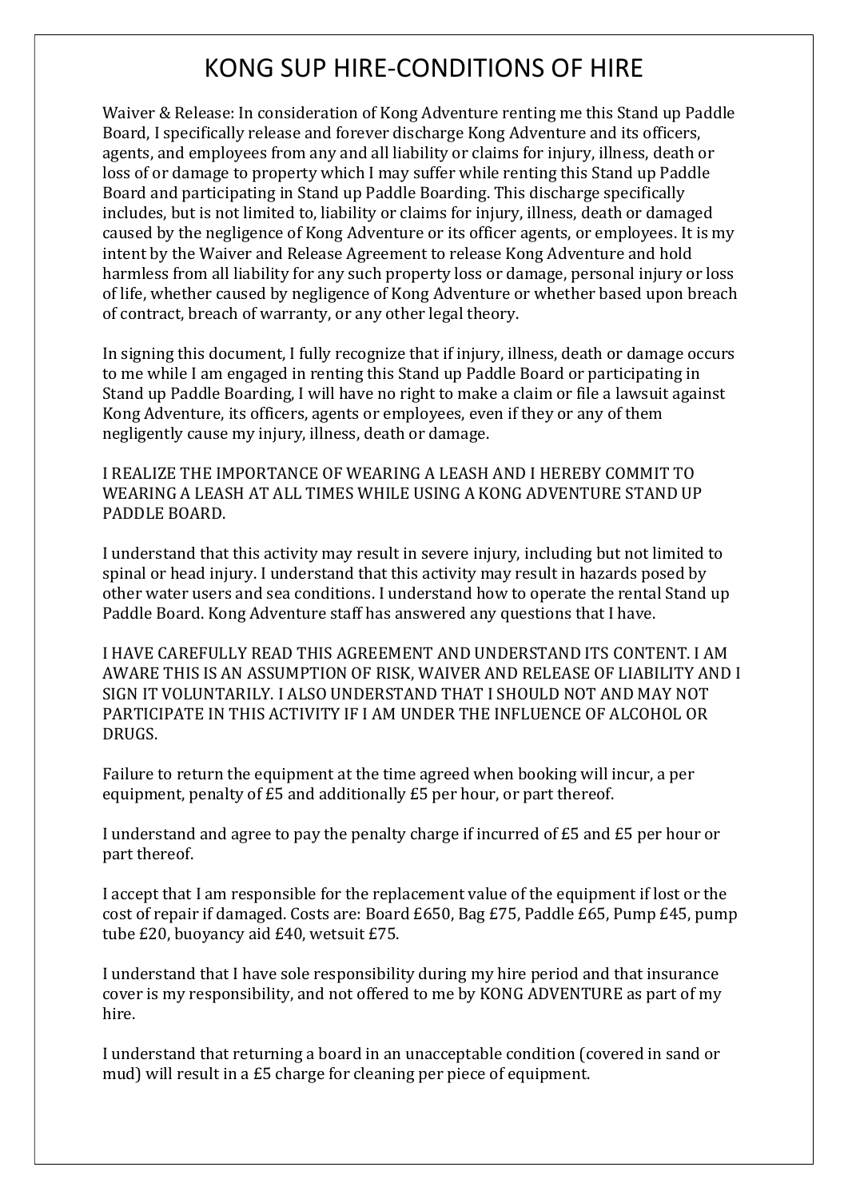# KONG SUP HIRE-CONDITIONS OF HIRE

Waiver & Release: In consideration of Kong Adventure renting me this Stand up Paddle Board, I specifically release and forever discharge Kong Adventure and its officers, agents, and employees from any and all liability or claims for injury, illness, death or loss of or damage to property which I may suffer while renting this Stand up Paddle Board and participating in Stand up Paddle Boarding. This discharge specifically includes, but is not limited to, liability or claims for injury, illness, death or damaged caused by the negligence of Kong Adventure or its officer agents, or employees. It is my intent by the Waiver and Release Agreement to release Kong Adventure and hold harmless from all liability for any such property loss or damage, personal injury or loss of life, whether caused by negligence of Kong Adventure or whether based upon breach of contract, breach of warranty, or any other legal theory.

In signing this document, I fully recognize that if injury, illness, death or damage occurs to me while I am engaged in renting this Stand up Paddle Board or participating in Stand up Paddle Boarding, I will have no right to make a claim or file a lawsuit against Kong Adventure, its officers, agents or employees, even if they or any of them negligently cause my injury, illness, death or damage.

I REALIZE THE IMPORTANCE OF WEARING A LEASH AND I HEREBY COMMIT TO WEARING A LEASH AT ALL TIMES WHILE USING A KONG ADVENTURE STAND UP PADDLE BOARD.

I understand that this activity may result in severe injury, including but not limited to spinal or head injury. I understand that this activity may result in hazards posed by other water users and sea conditions. I understand how to operate the rental Stand up Paddle Board. Kong Adventure staff has answered any questions that I have.

I HAVE CAREFULLY READ THIS AGREEMENT AND UNDERSTAND ITS CONTENT. I AM AWARE THIS IS AN ASSUMPTION OF RISK, WAIVER AND RELEASE OF LIABILITY AND I SIGN IT VOLUNTARILY. I ALSO UNDERSTAND THAT I SHOULD NOT AND MAY NOT PARTICIPATE IN THIS ACTIVITY IF I AM UNDER THE INFLUENCE OF ALCOHOL OR DRUGS.

Failure to return the equipment at the time agreed when booking will incur, a per equipment, penalty of £5 and additionally £5 per hour, or part thereof.

I understand and agree to pay the penalty charge if incurred of £5 and £5 per hour or part thereof.

I accept that I am responsible for the replacement value of the equipment if lost or the cost of repair if damaged. Costs are: Board £650, Bag £75, Paddle £65, Pump £45, pump tube £20, buoyancy aid £40, wetsuit £75.

I understand that I have sole responsibility during my hire period and that insurance cover is my responsibility, and not offered to me by KONG ADVENTURE as part of my hire.

I understand that returning a board in an unacceptable condition (covered in sand or mud) will result in a £5 charge for cleaning per piece of equipment.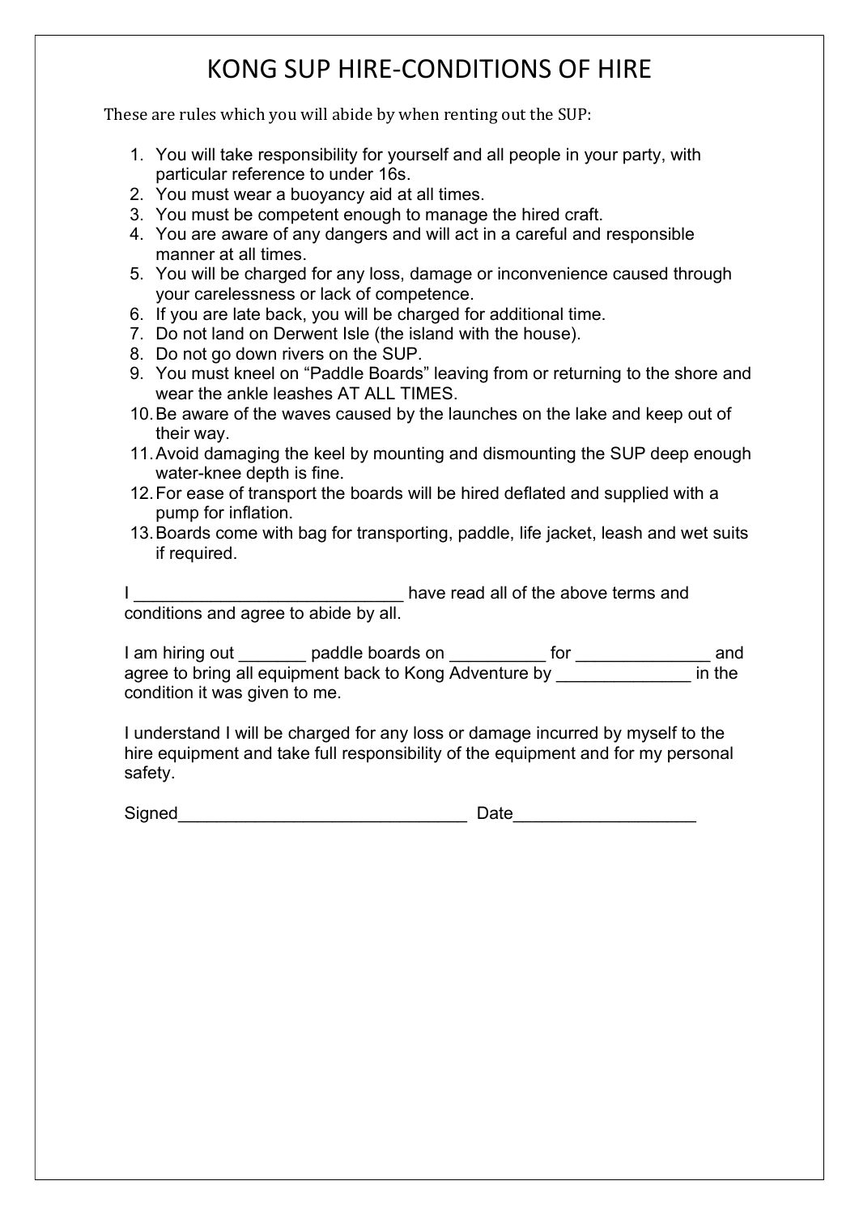# KONG SUP HIRE-CONDITIONS OF HIRE

These are rules which you will abide by when renting out the SUP:

1. You will take responsibility for yourself and all people in your party, with particular reference to under 16s.
2. You must wear a buoyancy aid at all times.
3. You must be competent enough to manage the hired craft.
4. You are aware of any dangers and will act in a careful and responsible manner at all times.
5. You will be charged for any loss, damage or inconvenience caused through your carelessness or lack of competence.
6. If you are late back, you will be charged for additional time.
7. Do not land on Derwent Isle (the island with the house).
8. Do not go down rivers on the SUP.
9. You must kneel on "Paddle Boards" leaving from or returning to the shore and wear the ankle leashes AT ALL TIMES.
10. Be aware of the waves caused by the launches on the lake and keep out of their way.
11. Avoid damaging the keel by mounting and dismounting the SUP deep enough water-knee depth is fine.
12. For ease of transport the boards will be hired deflated and supplied with a pump for inflation.
13. Boards come with bag for transporting, paddle, life jacket, leash and wet suits if required.

I ____________________________ have read all of the above terms and conditions and agree to abide by all.

I am hiring out _______ paddle boards on __________ for ______________ and agree to bring all equipment back to Kong Adventure by ______________ in the condition it was given to me.

I understand I will be charged for any loss or damage incurred by myself to the hire equipment and take full responsibility of the equipment and for my personal safety.

Signed______________________________ Date___________________